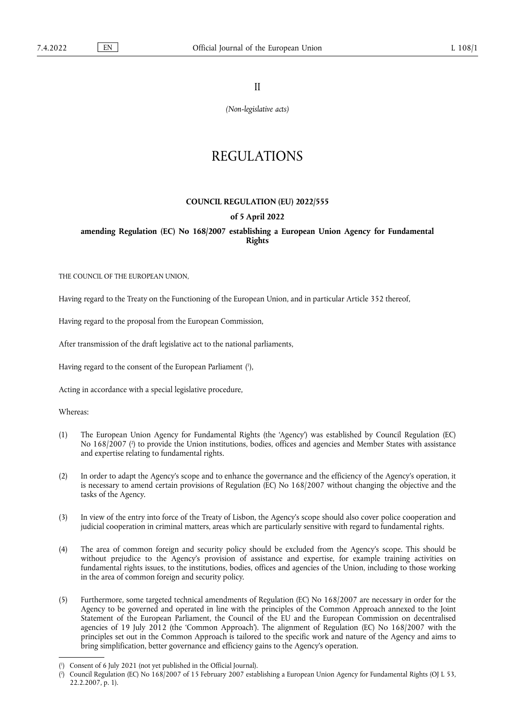II

*(Non-legislative acts)*

# REGULATIONS

## COUNCIL REGULATION (EU) 2022/555

## of 5 April 2022

## amending Regulation (EC) No 168/2007 establishing a European Union Agency for Fundamental Rights

THE COUNCIL OF THE EUROPEAN UNION,

Having regard to the Treaty on the Functioning of the European Union, and in particular Article 352 thereof,

Having regard to the proposal from the European Commission,

After transmission of the draft legislative act to the national parliaments,

Having regard to the consent of the European Parliament [1],

Acting in accordance with a special legislative procedure,

Whereas:

(1) The European Union Agency for Fundamental Rights (the 'Agency') was established by Council Regulation (EC) No 168/2007 [2] to provide the Union institutions, bodies, offices and agencies and Member States with assistance and expertise relating to fundamental rights.

(2) In order to adapt the Agency's scope and to enhance the governance and the efficiency of the Agency's operation, it is necessary to amend certain provisions of Regulation (EC) No 168/2007 without changing the objective and the tasks of the Agency.

(3) In view of the entry into force of the Treaty of Lisbon, the Agency's scope should also cover police cooperation and judicial cooperation in criminal matters, areas which are particularly sensitive with regard to fundamental rights.

(4) The area of common foreign and security policy should be excluded from the Agency's scope. This should be without prejudice to the Agency's provision of assistance and expertise, for example training activities on fundamental rights issues, to the institutions, bodies, offices and agencies of the Union, including to those working in the area of common foreign and security policy.

(5) Furthermore, some targeted technical amendments of Regulation (EC) No 168/2007 are necessary in order for the Agency to be governed and operated in line with the principles of the Common Approach annexed to the Joint Statement of the European Parliament, the Council of the EU and the European Commission on decentralised agencies of 19 July 2012 (the 'Common Approach'). The alignment of Regulation (EC) No 168/2007 with the principles set out in the Common Approach is tailored to the specific work and nature of the Agency and aims to bring simplification, better governance and efficiency gains to the Agency's operation.

---

[1] Consent of 6 July 2021 (not yet published in the Official Journal).

[2] Council Regulation (EC) No 168/2007 of 15 February 2007 establishing a European Union Agency for Fundamental Rights (OJ L 53, 22.2.2007, p. 1).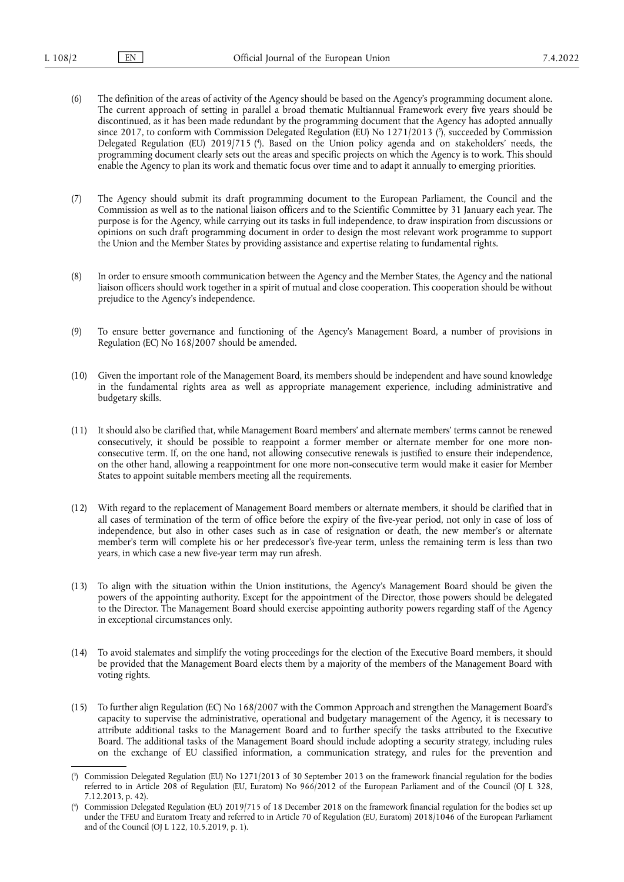(6) The definition of the areas of activity of the Agency should be based on the Agency's programming document alone. The current approach of setting in parallel a broad thematic Multiannual Framework every five years should be discontinued, as it has been made redundant by the programming document that the Agency has adopted annually since 2017, to conform with Commission Delegated Regulation (EU) No 1271/2013 ([3]), succeeded by Commission Delegated Regulation (EU) 2019/715 ([4]). Based on the Union policy agenda and on stakeholders' needs, the programming document clearly sets out the areas and specific projects on which the Agency is to work. This should enable the Agency to plan its work and thematic focus over time and to adapt it annually to emerging priorities.

(7) The Agency should submit its draft programming document to the European Parliament, the Council and the Commission as well as to the national liaison officers and to the Scientific Committee by 31 January each year. The purpose is for the Agency, while carrying out its tasks in full independence, to draw inspiration from discussions or opinions on such draft programming document in order to design the most relevant work programme to support the Union and the Member States by providing assistance and expertise relating to fundamental rights.

(8) In order to ensure smooth communication between the Agency and the Member States, the Agency and the national liaison officers should work together in a spirit of mutual and close cooperation. This cooperation should be without prejudice to the Agency's independence.

(9) To ensure better governance and functioning of the Agency's Management Board, a number of provisions in Regulation (EC) No 168/2007 should be amended.

(10) Given the important role of the Management Board, its members should be independent and have sound knowledge in the fundamental rights area as well as appropriate management experience, including administrative and budgetary skills.

(11) It should also be clarified that, while Management Board members' and alternate members' terms cannot be renewed consecutively, it should be possible to reappoint a former member or alternate member for one more non-consecutive term. If, on the one hand, not allowing consecutive renewals is justified to ensure their independence, on the other hand, allowing a reappointment for one more non-consecutive term would make it easier for Member States to appoint suitable members meeting all the requirements.

(12) With regard to the replacement of Management Board members or alternate members, it should be clarified that in all cases of termination of the term of office before the expiry of the five-year period, not only in case of loss of independence, but also in other cases such as in case of resignation or death, the new member's or alternate member's term will complete his or her predecessor's five-year term, unless the remaining term is less than two years, in which case a new five-year term may run afresh.

(13) To align with the situation within the Union institutions, the Agency's Management Board should be given the powers of the appointing authority. Except for the appointment of the Director, those powers should be delegated to the Director. The Management Board should exercise appointing authority powers regarding staff of the Agency in exceptional circumstances only.

(14) To avoid stalemates and simplify the voting proceedings for the election of the Executive Board members, it should be provided that the Management Board elects them by a majority of the members of the Management Board with voting rights.

(15) To further align Regulation (EC) No 168/2007 with the Common Approach and strengthen the Management Board's capacity to supervise the administrative, operational and budgetary management of the Agency, it is necessary to attribute additional tasks to the Management Board and to further specify the tasks attributed to the Executive Board. The additional tasks of the Management Board should include adopting a security strategy, including rules on the exchange of EU classified information, a communication strategy, and rules for the prevention and

---

([3]) Commission Delegated Regulation (EU) No 1271/2013 of 30 September 2013 on the framework financial regulation for the bodies referred to in Article 208 of Regulation (EU, Euratom) No 966/2012 of the European Parliament and of the Council (OJ L 328, 7.12.2013, p. 42).

([4]) Commission Delegated Regulation (EU) 2019/715 of 18 December 2018 on the framework financial regulation for the bodies set up under the TFEU and Euratom Treaty and referred to in Article 70 of Regulation (EU, Euratom) 2018/1046 of the European Parliament and of the Council (OJ L 122, 10.5.2019, p. 1).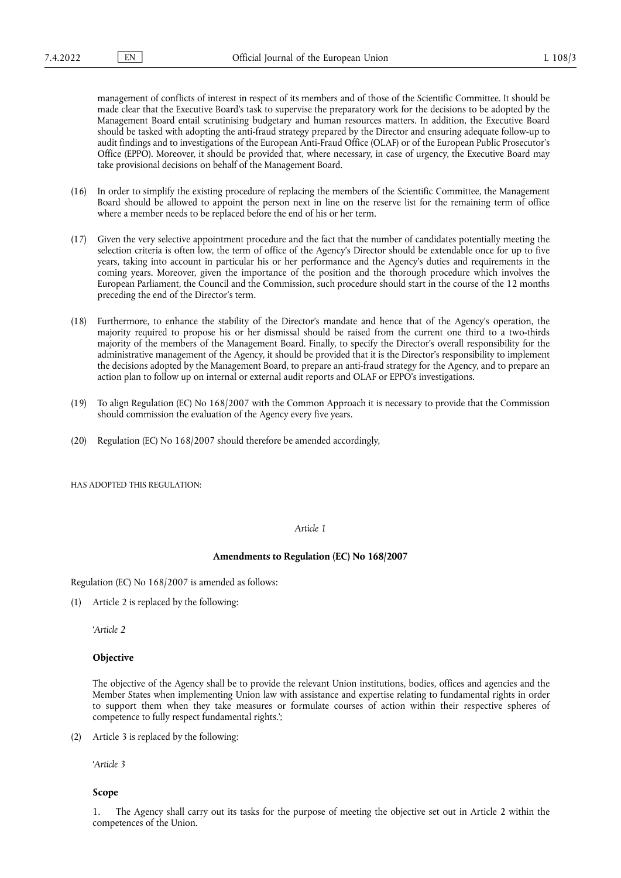management of conflicts of interest in respect of its members and of those of the Scientific Committee. It should be made clear that the Executive Board's task to supervise the preparatory work for the decisions to be adopted by the Management Board entail scrutinising budgetary and human resources matters. In addition, the Executive Board should be tasked with adopting the anti-fraud strategy prepared by the Director and ensuring adequate follow-up to audit findings and to investigations of the European Anti-Fraud Office (OLAF) or of the European Public Prosecutor's Office (EPPO). Moreover, it should be provided that, where necessary, in case of urgency, the Executive Board may take provisional decisions on behalf of the Management Board.

(16) In order to simplify the existing procedure of replacing the members of the Scientific Committee, the Management Board should be allowed to appoint the person next in line on the reserve list for the remaining term of office where a member needs to be replaced before the end of his or her term.

(17) Given the very selective appointment procedure and the fact that the number of candidates potentially meeting the selection criteria is often low, the term of office of the Agency's Director should be extendable once for up to five years, taking into account in particular his or her performance and the Agency's duties and requirements in the coming years. Moreover, given the importance of the position and the thorough procedure which involves the European Parliament, the Council and the Commission, such procedure should start in the course of the 12 months preceding the end of the Director's term.

(18) Furthermore, to enhance the stability of the Director's mandate and hence that of the Agency's operation, the majority required to propose his or her dismissal should be raised from the current one third to a two-thirds majority of the members of the Management Board. Finally, to specify the Director's overall responsibility for the administrative management of the Agency, it should be provided that it is the Director's responsibility to implement the decisions adopted by the Management Board, to prepare an anti-fraud strategy for the Agency, and to prepare an action plan to follow up on internal or external audit reports and OLAF or EPPO's investigations.

(19) To align Regulation (EC) No 168/2007 with the Common Approach it is necessary to provide that the Commission should commission the evaluation of the Agency every five years.

(20) Regulation (EC) No 168/2007 should therefore be amended accordingly,

HAS ADOPTED THIS REGULATION:

*Article 1*

**Amendments to Regulation (EC) No 168/2007**

Regulation (EC) No 168/2007 is amended as follows:

(1) Article 2 is replaced by the following:

'*Article 2*

**Objective**

The objective of the Agency shall be to provide the relevant Union institutions, bodies, offices and agencies and the Member States when implementing Union law with assistance and expertise relating to fundamental rights in order to support them when they take measures or formulate courses of action within their respective spheres of competence to fully respect fundamental rights.';

(2) Article 3 is replaced by the following:

'*Article 3*

**Scope**

1. The Agency shall carry out its tasks for the purpose of meeting the objective set out in Article 2 within the competences of the Union.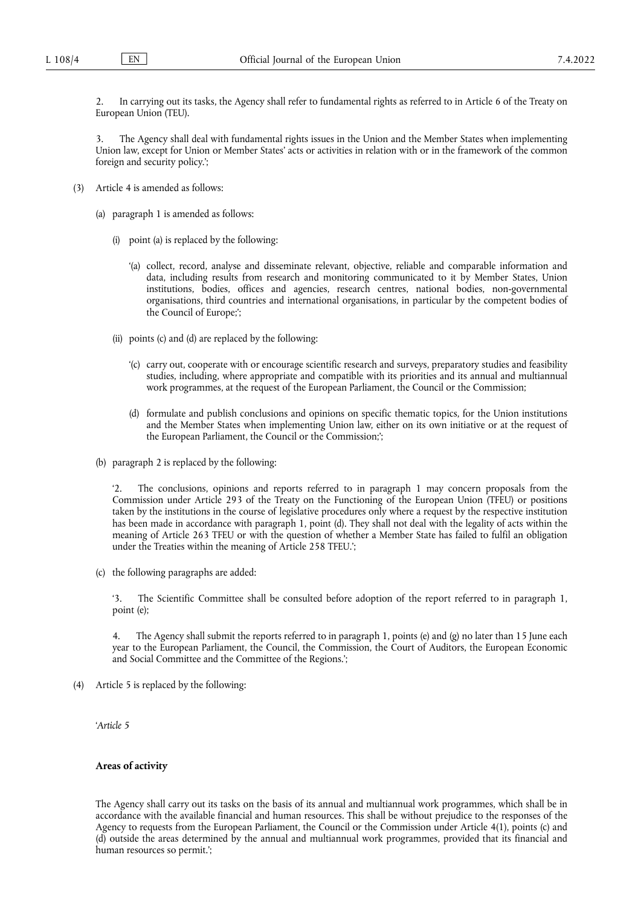2. In carrying out its tasks, the Agency shall refer to fundamental rights as referred to in Article 6 of the Treaty on European Union (TEU).

3. The Agency shall deal with fundamental rights issues in the Union and the Member States when implementing Union law, except for Union or Member States' acts or activities in relation with or in the framework of the common foreign and security policy.';

(3) Article 4 is amended as follows:

(a) paragraph 1 is amended as follows:

(i) point (a) is replaced by the following:

'(a) collect, record, analyse and disseminate relevant, objective, reliable and comparable information and data, including results from research and monitoring communicated to it by Member States, Union institutions, bodies, offices and agencies, research centres, national bodies, non-governmental organisations, third countries and international organisations, in particular by the competent bodies of the Council of Europe;';

(ii) points (c) and (d) are replaced by the following:

'(c) carry out, cooperate with or encourage scientific research and surveys, preparatory studies and feasibility studies, including, where appropriate and compatible with its priorities and its annual and multiannual work programmes, at the request of the European Parliament, the Council or the Commission;

(d) formulate and publish conclusions and opinions on specific thematic topics, for the Union institutions and the Member States when implementing Union law, either on its own initiative or at the request of the European Parliament, the Council or the Commission;';

(b) paragraph 2 is replaced by the following:

'2. The conclusions, opinions and reports referred to in paragraph 1 may concern proposals from the Commission under Article 293 of the Treaty on the Functioning of the European Union (TFEU) or positions taken by the institutions in the course of legislative procedures only where a request by the respective institution has been made in accordance with paragraph 1, point (d). They shall not deal with the legality of acts within the meaning of Article 263 TFEU or with the question of whether a Member State has failed to fulfil an obligation under the Treaties within the meaning of Article 258 TFEU.';

(c) the following paragraphs are added:

'3. The Scientific Committee shall be consulted before adoption of the report referred to in paragraph 1, point (e);

4. The Agency shall submit the reports referred to in paragraph 1, points (e) and (g) no later than 15 June each year to the European Parliament, the Council, the Commission, the Court of Auditors, the European Economic and Social Committee and the Committee of the Regions.';

(4) Article 5 is replaced by the following:

'*Article 5*

**Areas of activity**

The Agency shall carry out its tasks on the basis of its annual and multiannual work programmes, which shall be in accordance with the available financial and human resources. This shall be without prejudice to the responses of the Agency to requests from the European Parliament, the Council or the Commission under Article 4(1), points (c) and (d) outside the areas determined by the annual and multiannual work programmes, provided that its financial and human resources so permit.';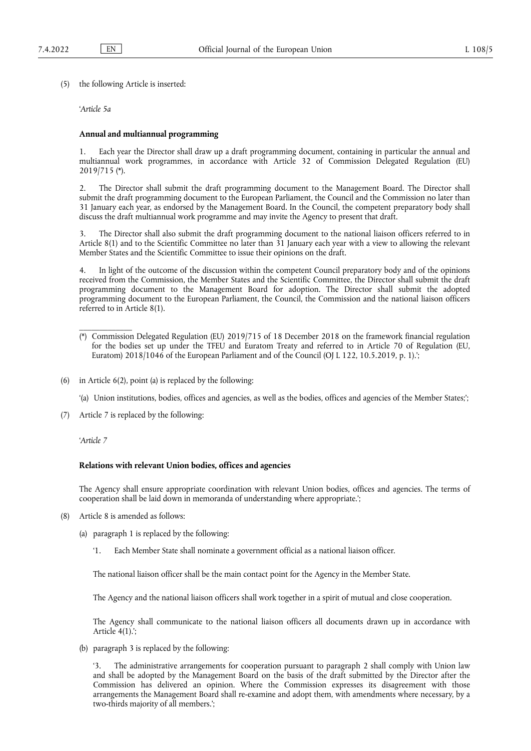(5) the following Article is inserted:

'*Article 5a*

**Annual and multiannual programming**

1. Each year the Director shall draw up a draft programming document, containing in particular the annual and multiannual work programmes, in accordance with Article 32 of Commission Delegated Regulation (EU) 2019/715 (*).

2. The Director shall submit the draft programming document to the Management Board. The Director shall submit the draft programming document to the European Parliament, the Council and the Commission no later than 31 January each year, as endorsed by the Management Board. In the Council, the competent preparatory body shall discuss the draft multiannual work programme and may invite the Agency to present that draft.

3. The Director shall also submit the draft programming document to the national liaison officers referred to in Article 8(1) and to the Scientific Committee no later than 31 January each year with a view to allowing the relevant Member States and the Scientific Committee to issue their opinions on the draft.

4. In light of the outcome of the discussion within the competent Council preparatory body and of the opinions received from the Commission, the Member States and the Scientific Committee, the Director shall submit the draft programming document to the Management Board for adoption. The Director shall submit the adopted programming document to the European Parliament, the Council, the Commission and the national liaison officers referred to in Article 8(1).

(*) Commission Delegated Regulation (EU) 2019/715 of 18 December 2018 on the framework financial regulation for the bodies set up under the TFEU and Euratom Treaty and referred to in Article 70 of Regulation (EU, Euratom) 2018/1046 of the European Parliament and of the Council (OJ L 122, 10.5.2019, p. 1).';

(6) in Article 6(2), point (a) is replaced by the following:

'(a) Union institutions, bodies, offices and agencies, as well as the bodies, offices and agencies of the Member States;';

(7) Article 7 is replaced by the following:

'*Article 7*

**Relations with relevant Union bodies, offices and agencies**

The Agency shall ensure appropriate coordination with relevant Union bodies, offices and agencies. The terms of cooperation shall be laid down in memoranda of understanding where appropriate.';

(8) Article 8 is amended as follows:

(a) paragraph 1 is replaced by the following:

'1. Each Member State shall nominate a government official as a national liaison officer.

The national liaison officer shall be the main contact point for the Agency in the Member State.

The Agency and the national liaison officers shall work together in a spirit of mutual and close cooperation.

The Agency shall communicate to the national liaison officers all documents drawn up in accordance with Article 4(1).';

(b) paragraph 3 is replaced by the following:

'3. The administrative arrangements for cooperation pursuant to paragraph 2 shall comply with Union law and shall be adopted by the Management Board on the basis of the draft submitted by the Director after the Commission has delivered an opinion. Where the Commission expresses its disagreement with those arrangements the Management Board shall re-examine and adopt them, with amendments where necessary, by a two-thirds majority of all members.';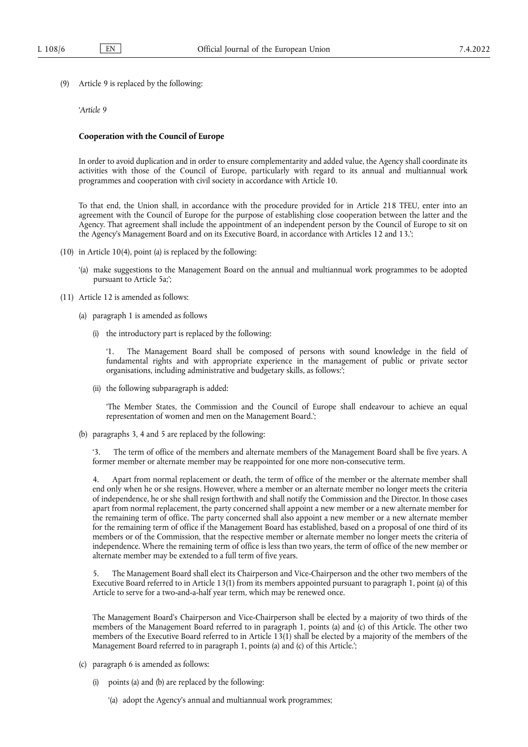(9) Article 9 is replaced by the following:

'*Article 9*

**Cooperation with the Council of Europe**

In order to avoid duplication and in order to ensure complementarity and added value, the Agency shall coordinate its activities with those of the Council of Europe, particularly with regard to its annual and multiannual work programmes and cooperation with civil society in accordance with Article 10.

To that end, the Union shall, in accordance with the procedure provided for in Article 218 TFEU, enter into an agreement with the Council of Europe for the purpose of establishing close cooperation between the latter and the Agency. That agreement shall include the appointment of an independent person by the Council of Europe to sit on the Agency's Management Board and on its Executive Board, in accordance with Articles 12 and 13.';

(10) in Article 10(4), point (a) is replaced by the following:

'(a) make suggestions to the Management Board on the annual and multiannual work programmes to be adopted pursuant to Article 5a;';

(11) Article 12 is amended as follows:

(a) paragraph 1 is amended as follows

(i) the introductory part is replaced by the following:

'1. The Management Board shall be composed of persons with sound knowledge in the field of fundamental rights and with appropriate experience in the management of public or private sector organisations, including administrative and budgetary skills, as follows:';

(ii) the following subparagraph is added:

'The Member States, the Commission and the Council of Europe shall endeavour to achieve an equal representation of women and men on the Management Board.';

(b) paragraphs 3, 4 and 5 are replaced by the following:

'3. The term of office of the members and alternate members of the Management Board shall be five years. A former member or alternate member may be reappointed for one more non-consecutive term.

4. Apart from normal replacement or death, the term of office of the member or the alternate member shall end only when he or she resigns. However, where a member or an alternate member no longer meets the criteria of independence, he or she shall resign forthwith and shall notify the Commission and the Director. In those cases apart from normal replacement, the party concerned shall appoint a new member or a new alternate member for the remaining term of office. The party concerned shall also appoint a new member or a new alternate member for the remaining term of office if the Management Board has established, based on a proposal of one third of its members or of the Commission, that the respective member or alternate member no longer meets the criteria of independence. Where the remaining term of office is less than two years, the term of office of the new member or alternate member may be extended to a full term of five years.

5. The Management Board shall elect its Chairperson and Vice-Chairperson and the other two members of the Executive Board referred to in Article 13(1) from its members appointed pursuant to paragraph 1, point (a) of this Article to serve for a two-and-a-half year term, which may be renewed once.

The Management Board's Chairperson and Vice-Chairperson shall be elected by a majority of two thirds of the members of the Management Board referred to in paragraph 1, points (a) and (c) of this Article. The other two members of the Executive Board referred to in Article 13(1) shall be elected by a majority of the members of the Management Board referred to in paragraph 1, points (a) and (c) of this Article.';

(c) paragraph 6 is amended as follows:

(i) points (a) and (b) are replaced by the following:

'(a) adopt the Agency's annual and multiannual work programmes;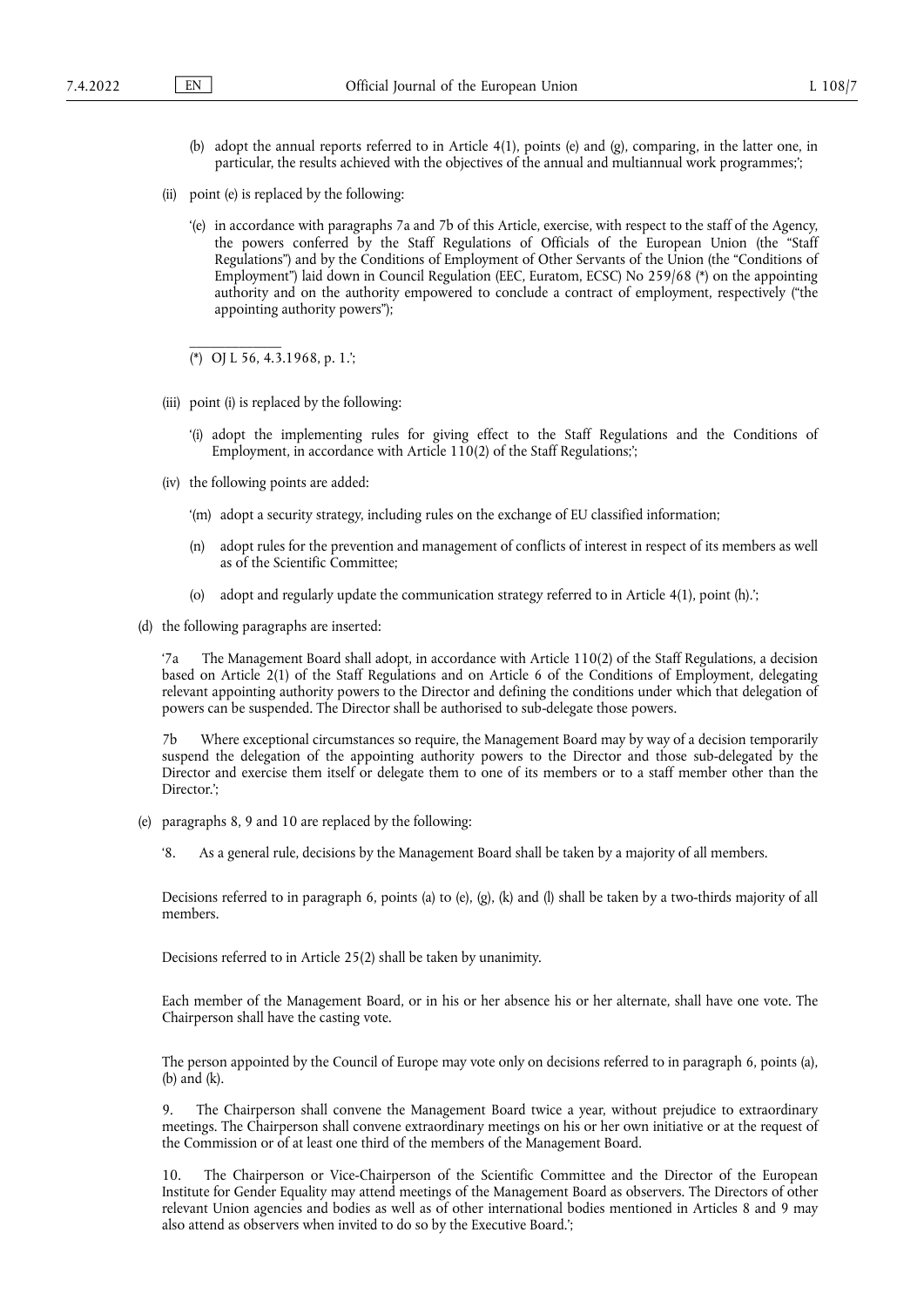(b) adopt the annual reports referred to in Article 4(1), points (e) and (g), comparing, in the latter one, in particular, the results achieved with the objectives of the annual and multiannual work programmes;';

(ii) point (e) is replaced by the following:

'(e) in accordance with paragraphs 7a and 7b of this Article, exercise, with respect to the staff of the Agency, the powers conferred by the Staff Regulations of Officials of the European Union (the "Staff Regulations") and by the Conditions of Employment of Other Servants of the Union (the "Conditions of Employment") laid down in Council Regulation (EEC, Euratom, ECSC) No 259/68 (*) on the appointing authority and on the authority empowered to conclude a contract of employment, respectively ("the appointing authority powers");

(*) OJ L 56, 4.3.1968, p. 1.';

(iii) point (i) is replaced by the following:

'(i) adopt the implementing rules for giving effect to the Staff Regulations and the Conditions of Employment, in accordance with Article 110(2) of the Staff Regulations;';

(iv) the following points are added:

'(m) adopt a security strategy, including rules on the exchange of EU classified information;

(n) adopt rules for the prevention and management of conflicts of interest in respect of its members as well as of the Scientific Committee;

(o) adopt and regularly update the communication strategy referred to in Article 4(1), point (h).';

(d) the following paragraphs are inserted:

'7a The Management Board shall adopt, in accordance with Article 110(2) of the Staff Regulations, a decision based on Article 2(1) of the Staff Regulations and on Article 6 of the Conditions of Employment, delegating relevant appointing authority powers to the Director and defining the conditions under which that delegation of powers can be suspended. The Director shall be authorised to sub-delegate those powers.

7b Where exceptional circumstances so require, the Management Board may by way of a decision temporarily suspend the delegation of the appointing authority powers to the Director and those sub-delegated by the Director and exercise them itself or delegate them to one of its members or to a staff member other than the Director.';

(e) paragraphs 8, 9 and 10 are replaced by the following:

'8. As a general rule, decisions by the Management Board shall be taken by a majority of all members.

Decisions referred to in paragraph 6, points (a) to (e), (g), (k) and (l) shall be taken by a two-thirds majority of all members.

Decisions referred to in Article 25(2) shall be taken by unanimity.

Each member of the Management Board, or in his or her absence his or her alternate, shall have one vote. The Chairperson shall have the casting vote.

The person appointed by the Council of Europe may vote only on decisions referred to in paragraph 6, points (a), (b) and (k).

9. The Chairperson shall convene the Management Board twice a year, without prejudice to extraordinary meetings. The Chairperson shall convene extraordinary meetings on his or her own initiative or at the request of the Commission or of at least one third of the members of the Management Board.

10. The Chairperson or Vice-Chairperson of the Scientific Committee and the Director of the European Institute for Gender Equality may attend meetings of the Management Board as observers. The Directors of other relevant Union agencies and bodies as well as of other international bodies mentioned in Articles 8 and 9 may also attend as observers when invited to do so by the Executive Board.';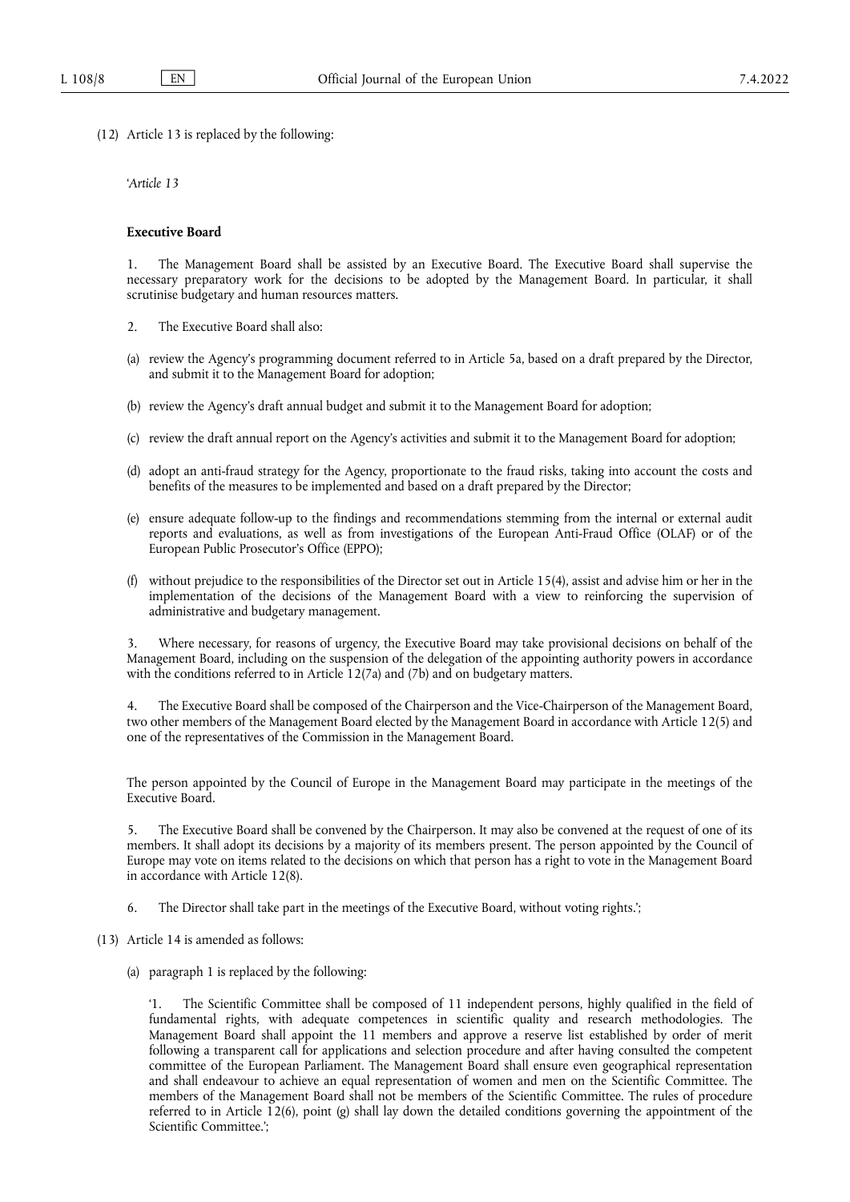(12) Article 13 is replaced by the following:

'*Article 13*

**Executive Board**

1. The Management Board shall be assisted by an Executive Board. The Executive Board shall supervise the necessary preparatory work for the decisions to be adopted by the Management Board. In particular, it shall scrutinise budgetary and human resources matters.

2. The Executive Board shall also:

(a) review the Agency's programming document referred to in Article 5a, based on a draft prepared by the Director, and submit it to the Management Board for adoption;

(b) review the Agency's draft annual budget and submit it to the Management Board for adoption;

(c) review the draft annual report on the Agency's activities and submit it to the Management Board for adoption;

(d) adopt an anti-fraud strategy for the Agency, proportionate to the fraud risks, taking into account the costs and benefits of the measures to be implemented and based on a draft prepared by the Director;

(e) ensure adequate follow-up to the findings and recommendations stemming from the internal or external audit reports and evaluations, as well as from investigations of the European Anti-Fraud Office (OLAF) or of the European Public Prosecutor's Office (EPPO);

(f) without prejudice to the responsibilities of the Director set out in Article 15(4), assist and advise him or her in the implementation of the decisions of the Management Board with a view to reinforcing the supervision of administrative and budgetary management.

3. Where necessary, for reasons of urgency, the Executive Board may take provisional decisions on behalf of the Management Board, including on the suspension of the delegation of the appointing authority powers in accordance with the conditions referred to in Article 12(7a) and (7b) and on budgetary matters.

4. The Executive Board shall be composed of the Chairperson and the Vice-Chairperson of the Management Board, two other members of the Management Board elected by the Management Board in accordance with Article 12(5) and one of the representatives of the Commission in the Management Board.

The person appointed by the Council of Europe in the Management Board may participate in the meetings of the Executive Board.

5. The Executive Board shall be convened by the Chairperson. It may also be convened at the request of one of its members. It shall adopt its decisions by a majority of its members present. The person appointed by the Council of Europe may vote on items related to the decisions on which that person has a right to vote in the Management Board in accordance with Article 12(8).

6. The Director shall take part in the meetings of the Executive Board, without voting rights.';

(13) Article 14 is amended as follows:

(a) paragraph 1 is replaced by the following:

'1. The Scientific Committee shall be composed of 11 independent persons, highly qualified in the field of fundamental rights, with adequate competences in scientific quality and research methodologies. The Management Board shall appoint the 11 members and approve a reserve list established by order of merit following a transparent call for applications and selection procedure and after having consulted the competent committee of the European Parliament. The Management Board shall ensure even geographical representation and shall endeavour to achieve an equal representation of women and men on the Scientific Committee. The members of the Management Board shall not be members of the Scientific Committee. The rules of procedure referred to in Article 12(6), point (g) shall lay down the detailed conditions governing the appointment of the Scientific Committee.';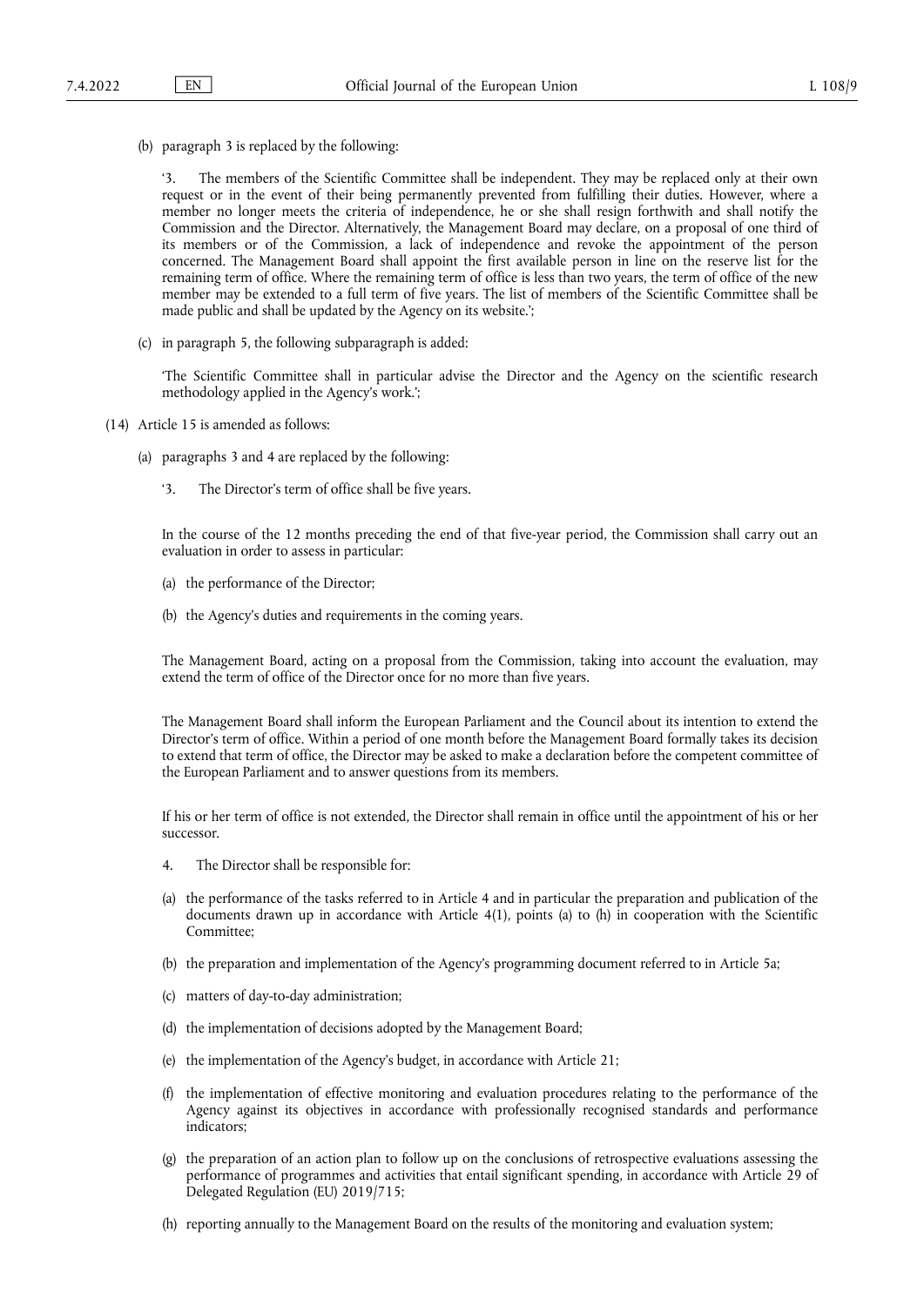(b) paragraph 3 is replaced by the following:

'3. The members of the Scientific Committee shall be independent. They may be replaced only at their own request or in the event of their being permanently prevented from fulfilling their duties. However, where a member no longer meets the criteria of independence, he or she shall resign forthwith and shall notify the Commission and the Director. Alternatively, the Management Board may declare, on a proposal of one third of its members or of the Commission, a lack of independence and revoke the appointment of the person concerned. The Management Board shall appoint the first available person in line on the reserve list for the remaining term of office. Where the remaining term of office is less than two years, the term of office of the new member may be extended to a full term of five years. The list of members of the Scientific Committee shall be made public and shall be updated by the Agency on its website.';

(c) in paragraph 5, the following subparagraph is added:

'The Scientific Committee shall in particular advise the Director and the Agency on the scientific research methodology applied in the Agency's work.';

(14) Article 15 is amended as follows:

(a) paragraphs 3 and 4 are replaced by the following:

'3. The Director's term of office shall be five years.

In the course of the 12 months preceding the end of that five-year period, the Commission shall carry out an evaluation in order to assess in particular:

(a) the performance of the Director;

(b) the Agency's duties and requirements in the coming years.

The Management Board, acting on a proposal from the Commission, taking into account the evaluation, may extend the term of office of the Director once for no more than five years.

The Management Board shall inform the European Parliament and the Council about its intention to extend the Director's term of office. Within a period of one month before the Management Board formally takes its decision to extend that term of office, the Director may be asked to make a declaration before the competent committee of the European Parliament and to answer questions from its members.

If his or her term of office is not extended, the Director shall remain in office until the appointment of his or her successor.

4. The Director shall be responsible for:

(a) the performance of the tasks referred to in Article 4 and in particular the preparation and publication of the documents drawn up in accordance with Article 4(1), points (a) to (h) in cooperation with the Scientific Committee;

(b) the preparation and implementation of the Agency's programming document referred to in Article 5a;

(c) matters of day-to-day administration;

(d) the implementation of decisions adopted by the Management Board;

(e) the implementation of the Agency's budget, in accordance with Article 21;

(f) the implementation of effective monitoring and evaluation procedures relating to the performance of the Agency against its objectives in accordance with professionally recognised standards and performance indicators;

(g) the preparation of an action plan to follow up on the conclusions of retrospective evaluations assessing the performance of programmes and activities that entail significant spending, in accordance with Article 29 of Delegated Regulation (EU) 2019/715;

(h) reporting annually to the Management Board on the results of the monitoring and evaluation system;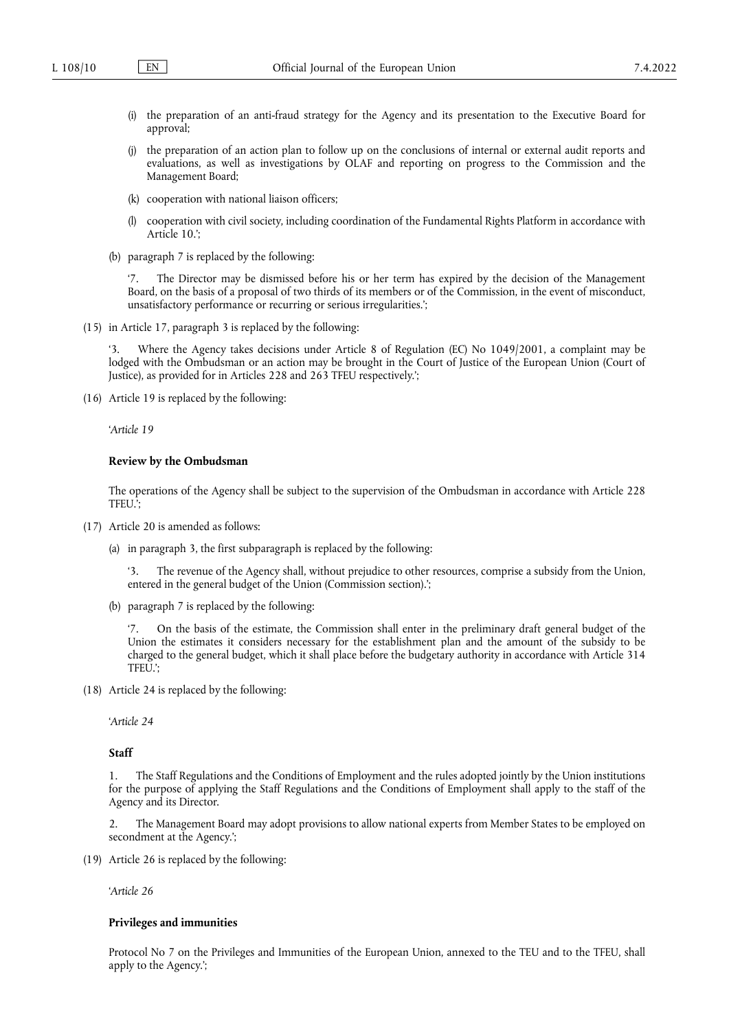(i) the preparation of an anti-fraud strategy for the Agency and its presentation to the Executive Board for approval;

(j) the preparation of an action plan to follow up on the conclusions of internal or external audit reports and evaluations, as well as investigations by OLAF and reporting on progress to the Commission and the Management Board;

(k) cooperation with national liaison officers;

(l) cooperation with civil society, including coordination of the Fundamental Rights Platform in accordance with Article 10.';

(b) paragraph 7 is replaced by the following:

'7. The Director may be dismissed before his or her term has expired by the decision of the Management Board, on the basis of a proposal of two thirds of its members or of the Commission, in the event of misconduct, unsatisfactory performance or recurring or serious irregularities.';

(15) in Article 17, paragraph 3 is replaced by the following:

'3. Where the Agency takes decisions under Article 8 of Regulation (EC) No 1049/2001, a complaint may be lodged with the Ombudsman or an action may be brought in the Court of Justice of the European Union (Court of Justice), as provided for in Articles 228 and 263 TFEU respectively.';

(16) Article 19 is replaced by the following:

'*Article 19*

**Review by the Ombudsman**

The operations of the Agency shall be subject to the supervision of the Ombudsman in accordance with Article 228 TFEU.';

(17) Article 20 is amended as follows:

(a) in paragraph 3, the first subparagraph is replaced by the following:

'3. The revenue of the Agency shall, without prejudice to other resources, comprise a subsidy from the Union, entered in the general budget of the Union (Commission section).';

(b) paragraph 7 is replaced by the following:

'7. On the basis of the estimate, the Commission shall enter in the preliminary draft general budget of the Union the estimates it considers necessary for the establishment plan and the amount of the subsidy to be charged to the general budget, which it shall place before the budgetary authority in accordance with Article 314 TFEU.';

(18) Article 24 is replaced by the following:

'*Article 24*

**Staff**

1. The Staff Regulations and the Conditions of Employment and the rules adopted jointly by the Union institutions for the purpose of applying the Staff Regulations and the Conditions of Employment shall apply to the staff of the Agency and its Director.

2. The Management Board may adopt provisions to allow national experts from Member States to be employed on secondment at the Agency.';

(19) Article 26 is replaced by the following:

'*Article 26*

**Privileges and immunities**

Protocol No 7 on the Privileges and Immunities of the European Union, annexed to the TEU and to the TFEU, shall apply to the Agency.';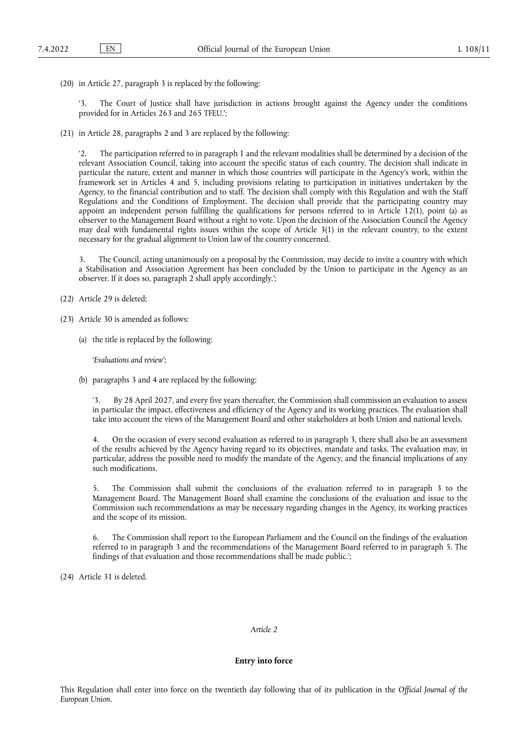(20) in Article 27, paragraph 3 is replaced by the following:

'3. The Court of Justice shall have jurisdiction in actions brought against the Agency under the conditions provided for in Articles 263 and 265 TFEU.';

(21) in Article 28, paragraphs 2 and 3 are replaced by the following:

'2. The participation referred to in paragraph 1 and the relevant modalities shall be determined by a decision of the relevant Association Council, taking into account the specific status of each country. The decision shall indicate in particular the nature, extent and manner in which those countries will participate in the Agency's work, within the framework set in Articles 4 and 5, including provisions relating to participation in initiatives undertaken by the Agency, to the financial contribution and to staff. The decision shall comply with this Regulation and with the Staff Regulations and the Conditions of Employment. The decision shall provide that the participating country may appoint an independent person fulfilling the qualifications for persons referred to in Article 12(1), point (a) as observer to the Management Board without a right to vote. Upon the decision of the Association Council the Agency may deal with fundamental rights issues within the scope of Article 3(1) in the relevant country, to the extent necessary for the gradual alignment to Union law of the country concerned.

3. The Council, acting unanimously on a proposal by the Commission, may decide to invite a country with which a Stabilisation and Association Agreement has been concluded by the Union to participate in the Agency as an observer. If it does so, paragraph 2 shall apply accordingly.';

(22) Article 29 is deleted;

(23) Article 30 is amended as follows:

(a) the title is replaced by the following:

'*Evaluations and review*';

(b) paragraphs 3 and 4 are replaced by the following:

'3. By 28 April 2027, and every five years thereafter, the Commission shall commission an evaluation to assess in particular the impact, effectiveness and efficiency of the Agency and its working practices. The evaluation shall take into account the views of the Management Board and other stakeholders at both Union and national levels.

4. On the occasion of every second evaluation as referred to in paragraph 3, there shall also be an assessment of the results achieved by the Agency having regard to its objectives, mandate and tasks. The evaluation may, in particular, address the possible need to modify the mandate of the Agency, and the financial implications of any such modifications.

5. The Commission shall submit the conclusions of the evaluation referred to in paragraph 3 to the Management Board. The Management Board shall examine the conclusions of the evaluation and issue to the Commission such recommendations as may be necessary regarding changes in the Agency, its working practices and the scope of its mission.

6. The Commission shall report to the European Parliament and the Council on the findings of the evaluation referred to in paragraph 3 and the recommendations of the Management Board referred to in paragraph 5. The findings of that evaluation and those recommendations shall be made public.';

(24) Article 31 is deleted.

*Article 2*

**Entry into force**

This Regulation shall enter into force on the twentieth day following that of its publication in the *Official Journal of the European Union*.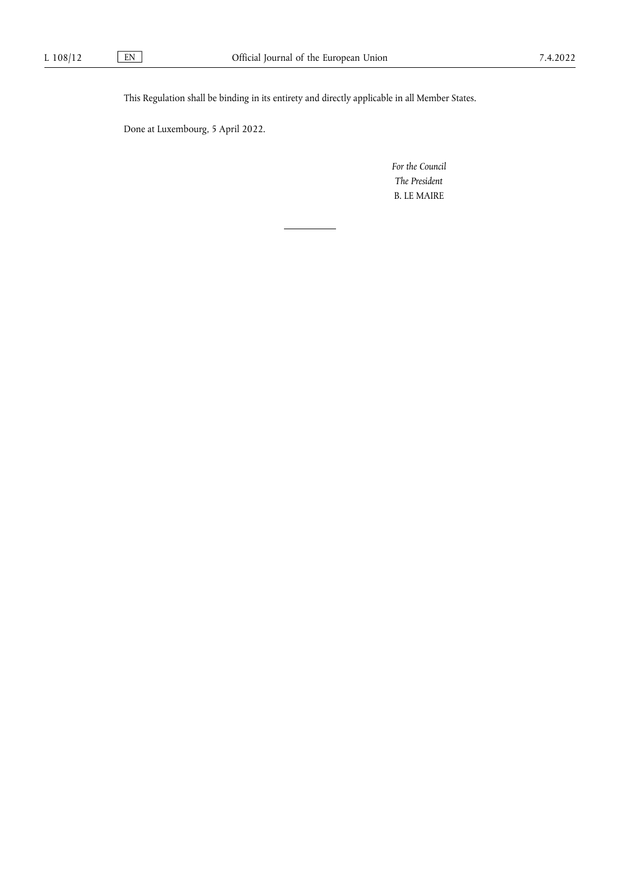This Regulation shall be binding in its entirety and directly applicable in all Member States.

Done at Luxembourg, 5 April 2022.

*For the Council*

*The President*

B. LE MAIRE